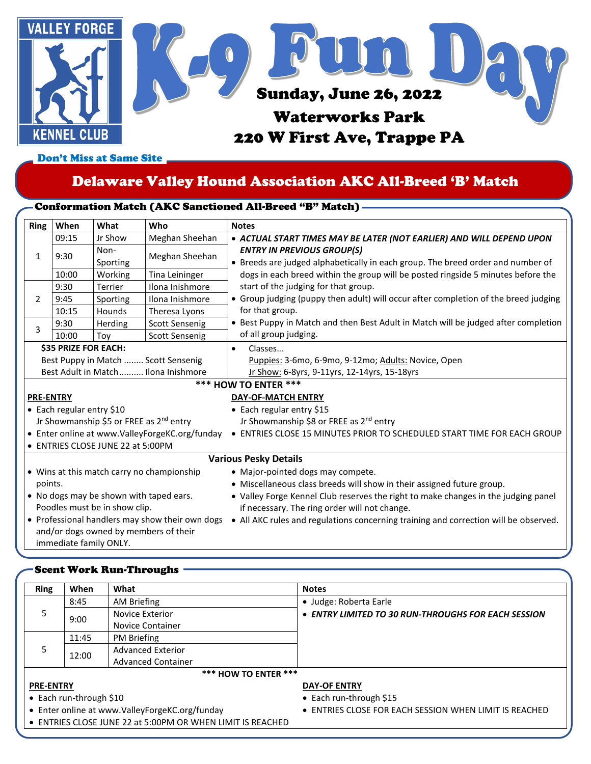VALLEY FORGE KENNEL CLUB

# K-9 Fun Day

**Sunday, June 26, 2022**

**Waterworks Park**

**220 W First Ave, Trappe PA**

Don't Miss at Same Site

## Delaware Valley Hound Association AKC All-Breed 'B' Match

### Conformation Match (AKC Sanctioned All-Breed "B" Match)

| Ring | When | What | Who | Notes |
|---|---|---|---|---|
| 1 | 09:15 | Jr Show | Meghan Sheehan | • ***ACTUAL START TIMES MAY BE LATER (NOT EARLIER) AND WILL DEPEND UPON ENTRY IN PREVIOUS GROUP(S)*** • Breeds are judged alphabetically in each group. The breed order and number of dogs in each breed within the group will be posted ringside 5 minutes before the start of the judging for that group. • Group judging (puppy then adult) will occur after completion of the breed judging for that group. • Best Puppy in Match and then Best Adult in Match will be judged after completion of all group judging. |
| | 9:30 | Non-Sporting | Meghan Sheehan | |
| | 10:00 | Working | Tina Leininger | |
| 2 | 9:30 | Terrier | Ilona Inishmore | |
| | 9:45 | Sporting | Ilona Inishmore | |
| | 10:15 | Hounds | Theresa Lyons | |
| 3 | 9:30 | Herding | Scott Sensenig | |
| | 10:00 | Toy | Scott Sensenig | |

**$35 PRIZE FOR EACH:**
Best Puppy in Match ........ Scott Sensenig
Best Adult in Match.......... Ilona Inishmore

• Classes…
Puppies: 3-6mo, 6-9mo, 9-12mo; Adults: Novice, Open
Jr Show: 6-8yrs, 9-11yrs, 12-14yrs, 15-18yrs

**\*\*\* HOW TO ENTER \*\*\***

**PRE-ENTRY**
- Each regular entry $10
  Jr Showmanship $5 or FREE as 2nd entry
- Enter online at www.ValleyForgeKC.org/funday
- ENTRIES CLOSE JUNE 22 at 5:00PM

**DAY-OF-MATCH ENTRY**
- Each regular entry $15
  Jr Showmanship $8 or FREE as 2nd entry
- ENTRIES CLOSE 15 MINUTES PRIOR TO SCHEDULED START TIME FOR EACH GROUP

**Various Pesky Details**

- Wins at this match carry no championship points.
- No dogs may be shown with taped ears. Poodles must be in show clip.
- Professional handlers may show their own dogs and/or dogs owned by members of their immediate family ONLY.
- Major-pointed dogs may compete.
- Miscellaneous class breeds will show in their assigned future group.
- Valley Forge Kennel Club reserves the right to make changes in the judging panel if necessary. The ring order will not change.
- All AKC rules and regulations concerning training and correction will be observed.

### Scent Work Run-Throughs

| Ring | When | What | Notes |
|---|---|---|---|
| 5 | 8:45 | AM Briefing | • Judge: Roberta Earle • ***ENTRY LIMITED TO 30 RUN-THROUGHS FOR EACH SESSION*** |
| | 9:00 | Novice Exterior, Novice Container | |
| 5 | 11:45 | PM Briefing | |
| | 12:00 | Advanced Exterior, Advanced Container | |

**\*\*\* HOW TO ENTER \*\*\***

**PRE-ENTRY**
- Each run-through $10
- Enter online at www.ValleyForgeKC.org/funday
- ENTRIES CLOSE JUNE 22 at 5:00PM OR WHEN LIMIT IS REACHED

**DAY-OF ENTRY**
- Each run-through $15
- ENTRIES CLOSE FOR EACH SESSION WHEN LIMIT IS REACHED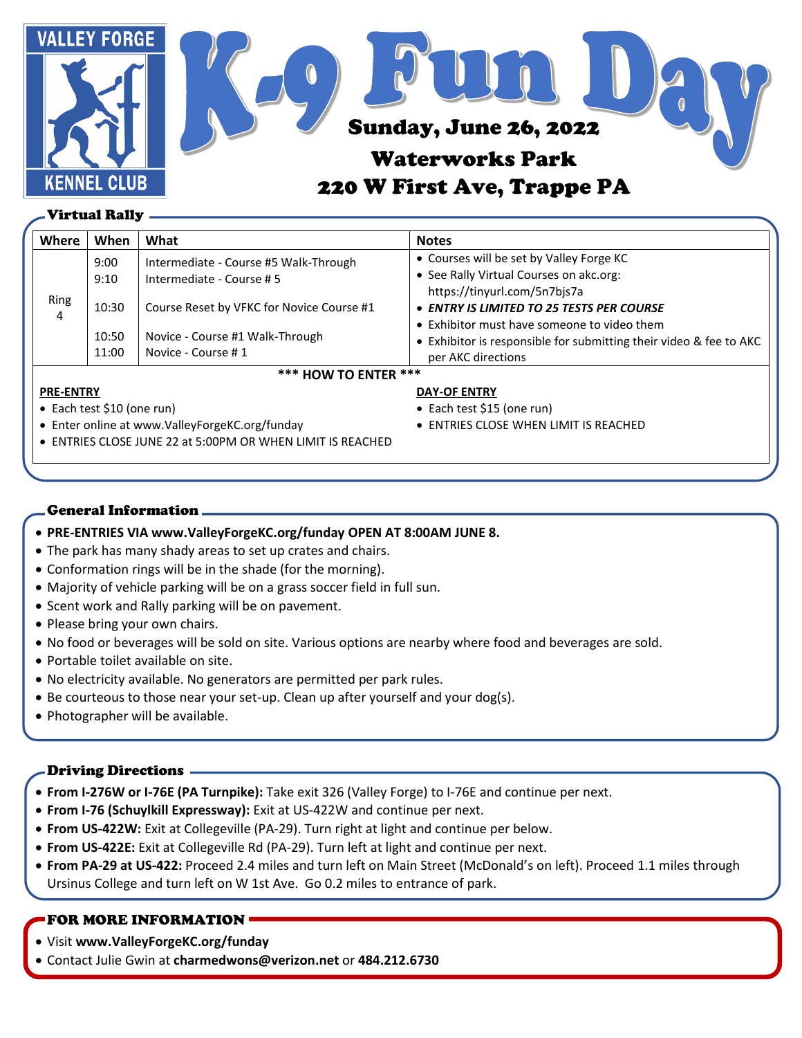VALLEY FORGE KENNEL CLUB

# K-9 Fun Day

## Sunday, June 26, 2022

## Waterworks Park

## 220 W First Ave, Trappe PA

### Virtual Rally

| Where | When | What | Notes |
|---|---|---|---|
| Ring 4 | 9:00<br>9:10<br><br>10:30<br><br>10:50<br>11:00 | Intermediate - Course #5 Walk-Through<br>Intermediate - Course # 5<br><br>Course Reset by VFKC for Novice Course #1<br><br>Novice - Course #1 Walk-Through<br>Novice - Course # 1 | • Courses will be set by Valley Forge KC<br>• See Rally Virtual Courses on akc.org: https://tinyurl.com/5n7bjs7a<br>• ***ENTRY IS LIMITED TO 25 TESTS PER COURSE***<br>• Exhibitor must have someone to video them<br>• Exhibitor is responsible for submitting their video & fee to AKC per AKC directions |

**\*\*\* HOW TO ENTER \*\*\***

**PRE-ENTRY**
- Each test $10 (one run)
- Enter online at www.ValleyForgeKC.org/funday
- ENTRIES CLOSE JUNE 22 at 5:00PM OR WHEN LIMIT IS REACHED

**DAY-OF ENTRY**
- Each test $15 (one run)
- ENTRIES CLOSE WHEN LIMIT IS REACHED

### General Information

- **PRE-ENTRIES VIA www.ValleyForgeKC.org/funday OPEN AT 8:00AM JUNE 8.**
- The park has many shady areas to set up crates and chairs.
- Conformation rings will be in the shade (for the morning).
- Majority of vehicle parking will be on a grass soccer field in full sun.
- Scent work and Rally parking will be on pavement.
- Please bring your own chairs.
- No food or beverages will be sold on site. Various options are nearby where food and beverages are sold.
- Portable toilet available on site.
- No electricity available. No generators are permitted per park rules.
- Be courteous to those near your set-up. Clean up after yourself and your dog(s).
- Photographer will be available.

### Driving Directions

- **From I-276W or I-76E (PA Turnpike):** Take exit 326 (Valley Forge) to I-76E and continue per next.
- **From I-76 (Schuylkill Expressway):** Exit at US-422W and continue per next.
- **From US-422W:** Exit at Collegeville (PA-29). Turn right at light and continue per below.
- **From US-422E:** Exit at Collegeville Rd (PA-29). Turn left at light and continue per next.
- **From PA-29 at US-422:** Proceed 2.4 miles and turn left on Main Street (McDonald's on left). Proceed 1.1 miles through Ursinus College and turn left on W 1st Ave. Go 0.2 miles to entrance of park.

### FOR MORE INFORMATION

- Visit **www.ValleyForgeKC.org/funday**
- Contact Julie Gwin at **charmedwons@verizon.net** or **484.212.6730**